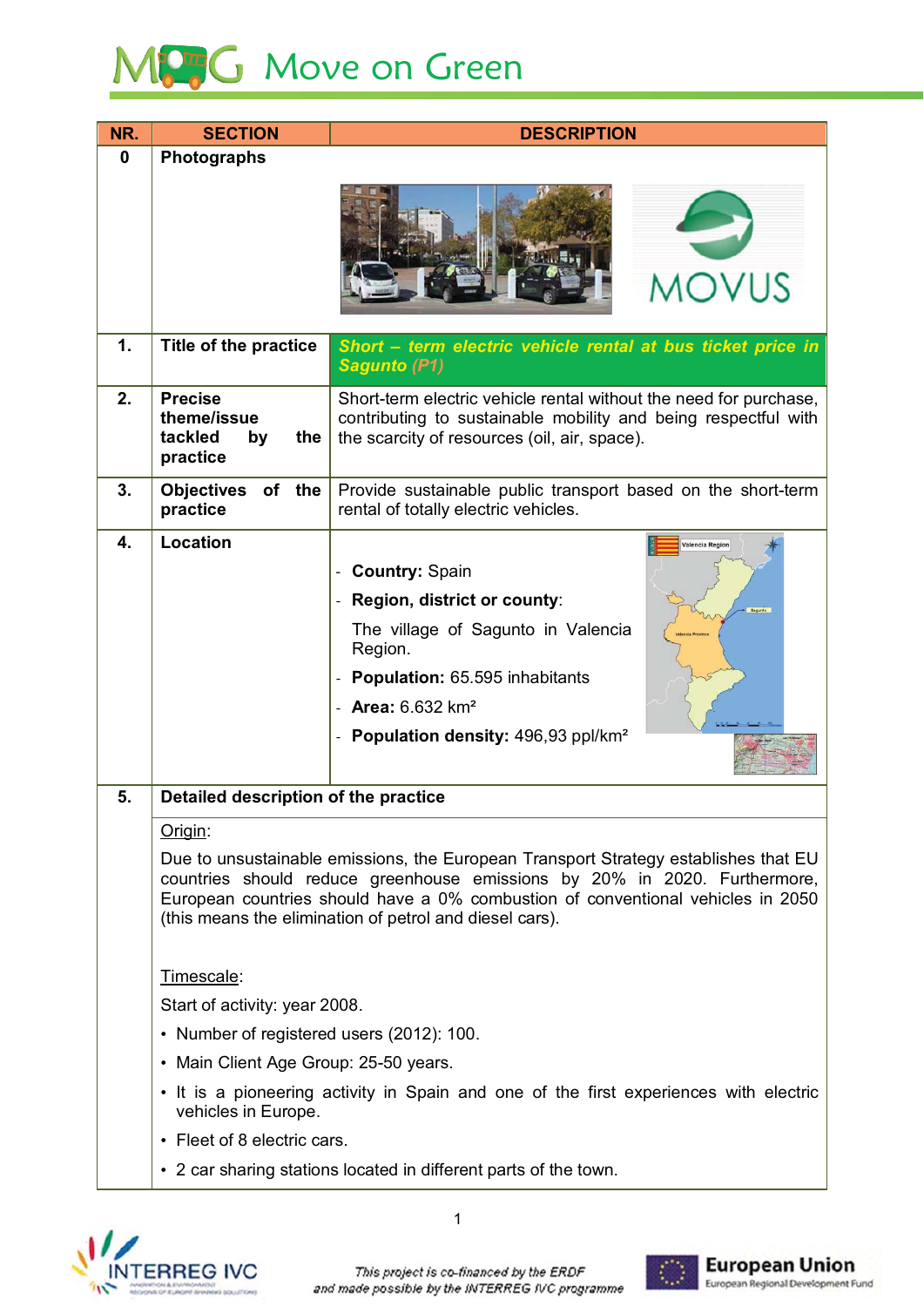# Move on Green

| NR. | SECTION | DESCRIPTION |
|---|---|---|
| 0 | Photographs | |
| 1. | Title of the practice | ***Short – term electric vehicle rental at bus ticket price in Sagunto (P1)*** |
| 2. | Precise theme/issue tackled by the practice | Short-term electric vehicle rental without the need for purchase, contributing to sustainable mobility and being respectful with the scarcity of resources (oil, air, space). |
| 3. | Objectives of the practice | Provide sustainable public transport based on the short-term rental of totally electric vehicles. |
| 4. | Location | - **Country:** Spain<br>- **Region, district or county**: The village of Sagunto in Valencia Region.<br>- **Population:** 65.595 inhabitants<br>- **Area:** 6.632 km²<br>- **Population density:** 496,93 ppl/km² |
| 5. | **Detailed description of the practice** | |

Origin:

Due to unsustainable emissions, the European Transport Strategy establishes that EU countries should reduce greenhouse emissions by 20% in 2020. Furthermore, European countries should have a 0% combustion of conventional vehicles in 2050 (this means the elimination of petrol and diesel cars).

Timescale:

Start of activity: year 2008.

- Number of registered users (2012): 100.
- Main Client Age Group: 25-50 years.
- It is a pioneering activity in Spain and one of the first experiences with electric vehicles in Europe.
- Fleet of 8 electric cars.
- 2 car sharing stations located in different parts of the town.

This project is co-financed by the ERDF and made possible by the INTERREG IVC programme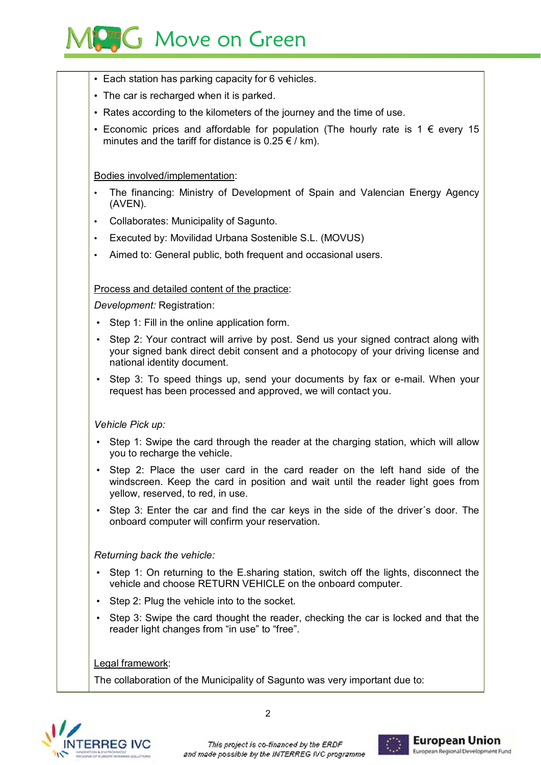- Each station has parking capacity for 6 vehicles.
- The car is recharged when it is parked.
- Rates according to the kilometers of the journey and the time of use.
- Economic prices and affordable for population (The hourly rate is 1 € every 15 minutes and the tariff for distance is 0.25 € / km).

Bodies involved/implementation:

- The financing: Ministry of Development of Spain and Valencian Energy Agency (AVEN).
- Collaborates: Municipality of Sagunto.
- Executed by: Movilidad Urbana Sostenible S.L. (MOVUS)
- Aimed to: General public, both frequent and occasional users.

Process and detailed content of the practice:

*Development:* Registration:

- Step 1: Fill in the online application form.
- Step 2: Your contract will arrive by post. Send us your signed contract along with your signed bank direct debit consent and a photocopy of your driving license and national identity document.
- Step 3: To speed things up, send your documents by fax or e-mail. When your request has been processed and approved, we will contact you.

*Vehicle Pick up:*

- Step 1: Swipe the card through the reader at the charging station, which will allow you to recharge the vehicle.
- Step 2: Place the user card in the card reader on the left hand side of the windscreen. Keep the card in position and wait until the reader light goes from yellow, reserved, to red, in use.
- Step 3: Enter the car and find the car keys in the side of the driver´s door. The onboard computer will confirm your reservation.

*Returning back the vehicle:*

- Step 1: On returning to the E.sharing station, switch off the lights, disconnect the vehicle and choose RETURN VEHICLE on the onboard computer.
- Step 2: Plug the vehicle into to the socket.
- Step 3: Swipe the card thought the reader, checking the car is locked and that the reader light changes from "in use" to "free".

Legal framework:

The collaboration of the Municipality of Sagunto was very important due to: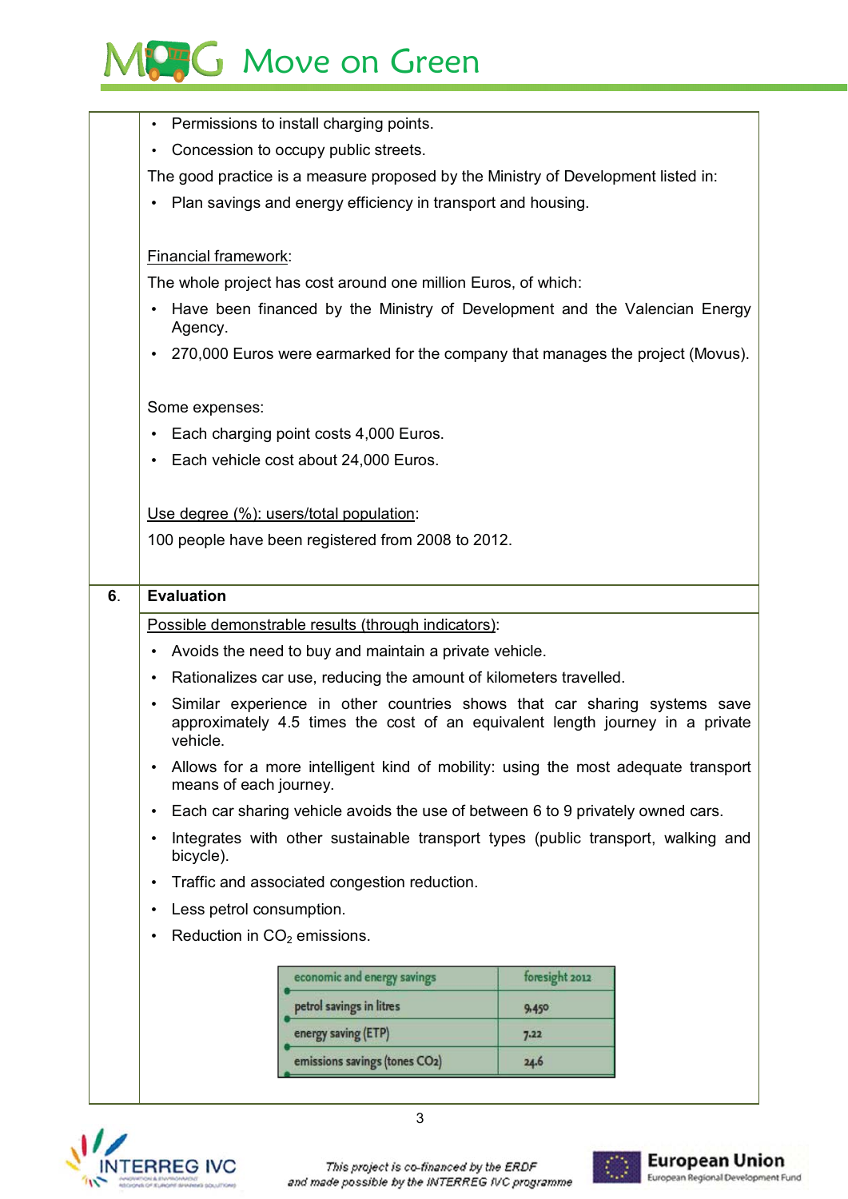- Permissions to install charging points.
- Concession to occupy public streets.

The good practice is a measure proposed by the Ministry of Development listed in:

- Plan savings and energy efficiency in transport and housing.

Financial framework:

The whole project has cost around one million Euros, of which:

- Have been financed by the Ministry of Development and the Valencian Energy Agency.
- 270,000 Euros were earmarked for the company that manages the project (Movus).

Some expenses:

- Each charging point costs 4,000 Euros.
- Each vehicle cost about 24,000 Euros.

Use degree (%): users/total population:

100 people have been registered from 2008 to 2012.

## 6. Evaluation

Possible demonstrable results (through indicators):

- Avoids the need to buy and maintain a private vehicle.
- Rationalizes car use, reducing the amount of kilometers travelled.
- Similar experience in other countries shows that car sharing systems save approximately 4.5 times the cost of an equivalent length journey in a private vehicle.
- Allows for a more intelligent kind of mobility: using the most adequate transport means of each journey.
- Each car sharing vehicle avoids the use of between 6 to 9 privately owned cars.
- Integrates with other sustainable transport types (public transport, walking and bicycle).
- Traffic and associated congestion reduction.
- Less petrol consumption.
- Reduction in $CO_2$ emissions.

| economic and energy savings | foresight 2012 |
|---|---|
| petrol savings in litres | 9.450 |
| energy saving (ETP) | 7.22 |
| emissions savings (tones $CO_2$) | 24.6 |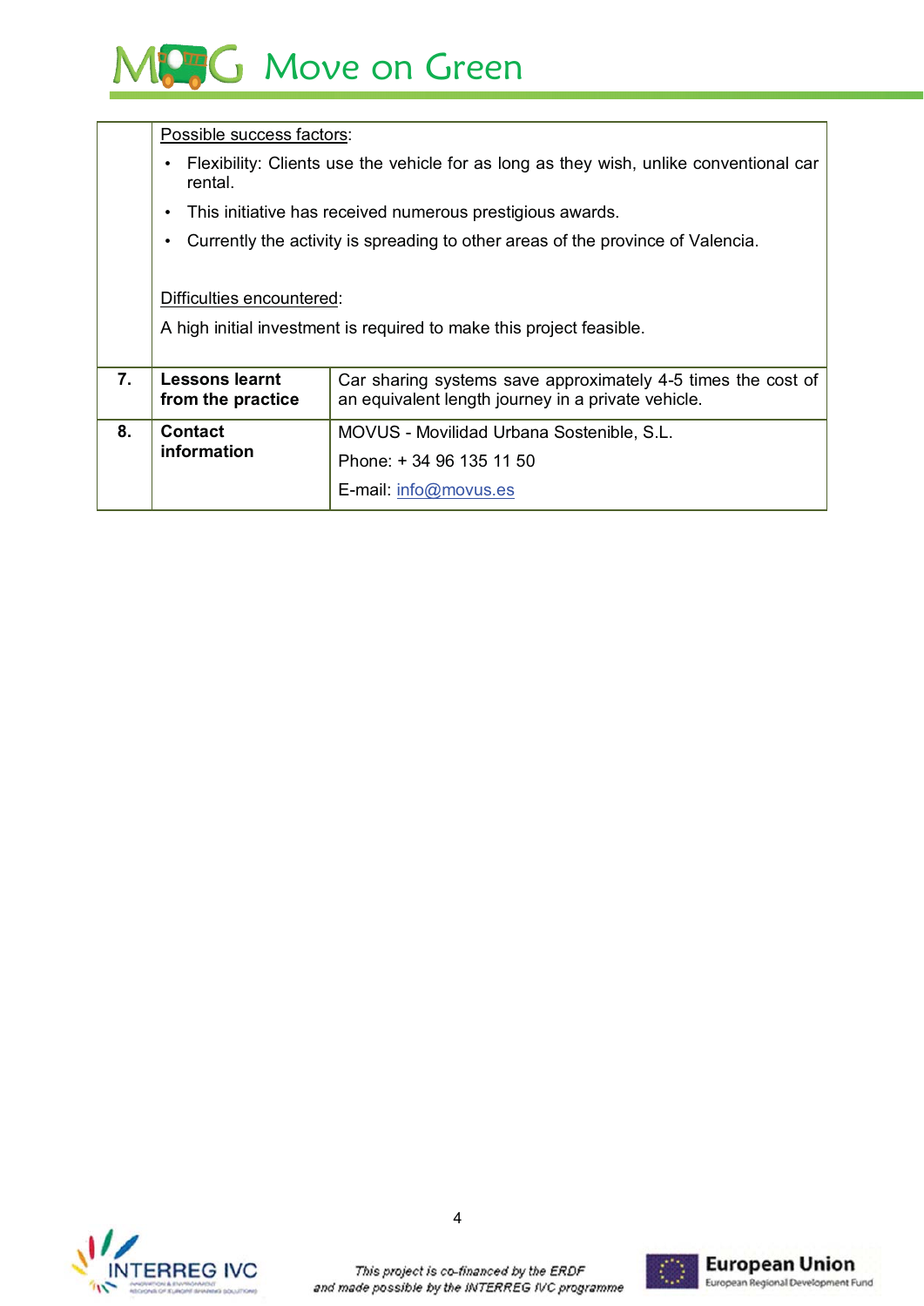| | | |
|---|---|---|
| | Possible success factors:<br>• Flexibility: Clients use the vehicle for as long as they wish, unlike conventional car rental.<br>• This initiative has received numerous prestigious awards.<br>• Currently the activity is spreading to other areas of the province of Valencia.<br><br>Difficulties encountered:<br>A high initial investment is required to make this project feasible. | |
| **7.** | **Lessons learnt from the practice** | Car sharing systems save approximately 4-5 times the cost of an equivalent length journey in a private vehicle. |
| **8.** | **Contact information** | MOVUS - Movilidad Urbana Sostenible, S.L.<br>Phone: + 34 96 135 11 50<br>E-mail: info@movus.es |